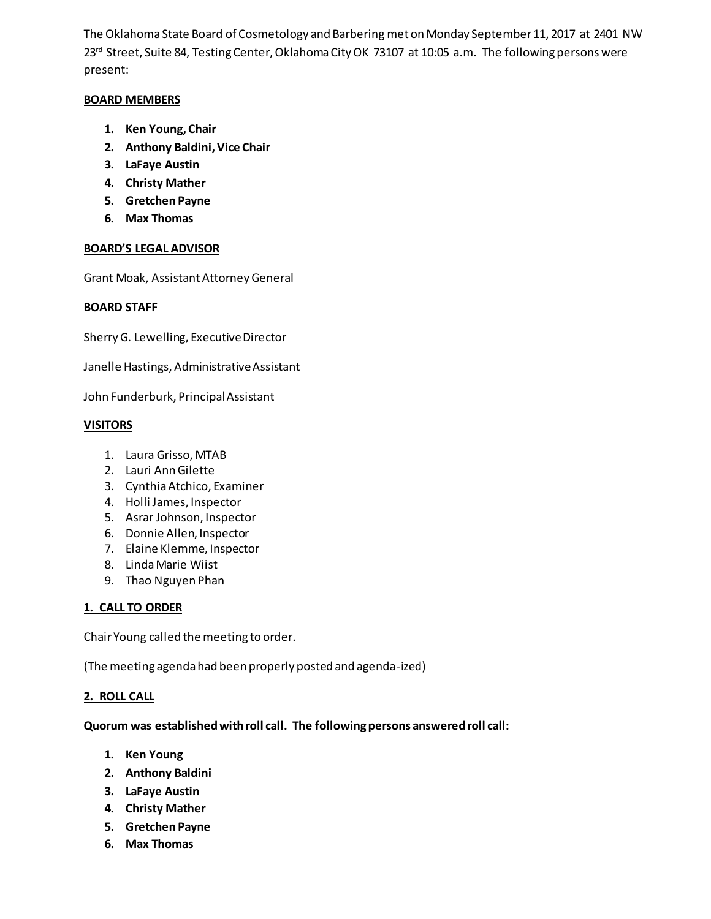The Oklahoma State Board of Cosmetology and Barbering met on Monday September 11, 2017 at 2401 NW 23rd Street, Suite 84, Testing Center, Oklahoma City OK 73107 at 10:05 a.m. The following persons were present:

**BOARD MEMBERS**

1. **Ken Young, Chair**
2. **Anthony Baldini, Vice Chair**
3. **LaFaye Austin**
4. **Christy Mather**
5. **Gretchen Payne**
6. **Max Thomas**

**BOARD'S LEGAL ADVISOR**

Grant Moak, Assistant Attorney General

**BOARD STAFF**

Sherry G. Lewelling, Executive Director

Janelle Hastings, Administrative Assistant

John Funderburk, Principal Assistant

**VISITORS**

1. Laura Grisso, MTAB
2. Lauri Ann Gilette
3. Cynthia Atchico, Examiner
4. Holli James, Inspector
5. Asrar Johnson, Inspector
6. Donnie Allen, Inspector
7. Elaine Klemme, Inspector
8. Linda Marie Wiist
9. Thao Nguyen Phan

**1. CALL TO ORDER**

Chair Young called the meeting to order.

(The meeting agenda had been properly posted and agenda-ized)

**2. ROLL CALL**

**Quorum was established with roll call. The following persons answered roll call:**

1. **Ken Young**
2. **Anthony Baldini**
3. **LaFaye Austin**
4. **Christy Mather**
5. **Gretchen Payne**
6. **Max Thomas**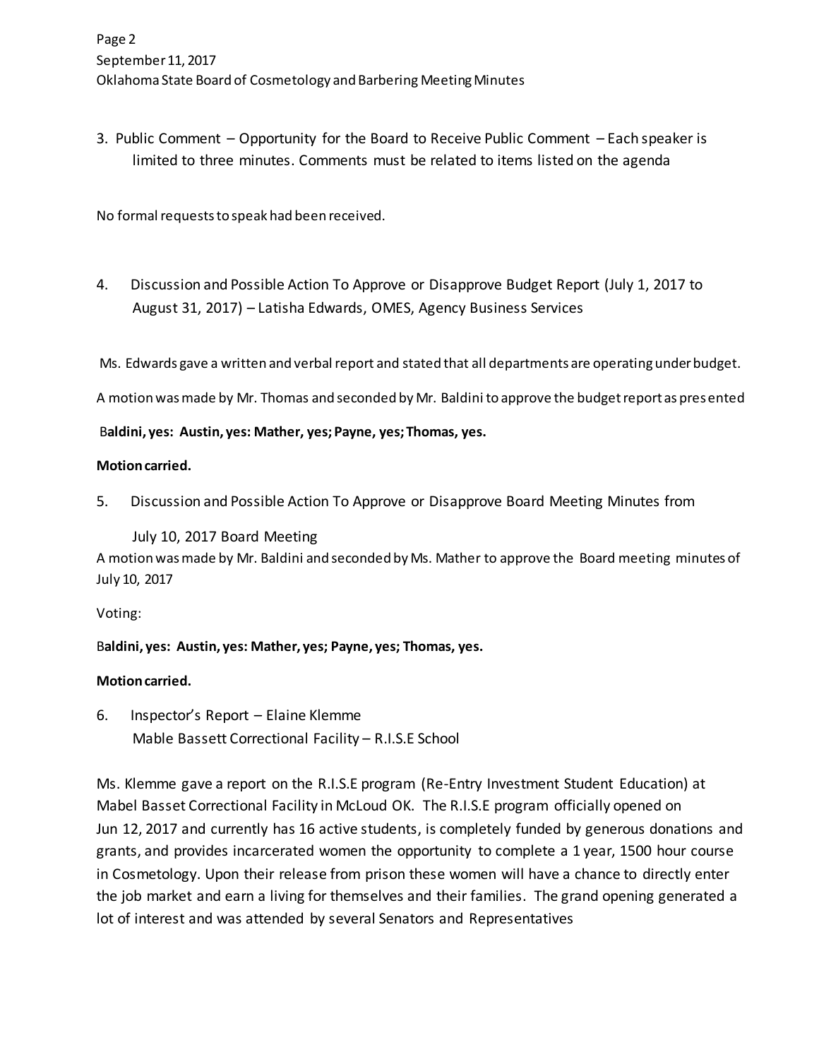3. Public Comment – Opportunity for the Board to Receive Public Comment – Each speaker is limited to three minutes. Comments must be related to items listed on the agenda

No formal requests to speak had been received.

4. Discussion and Possible Action To Approve or Disapprove Budget Report (July 1, 2017 to August 31, 2017) – Latisha Edwards, OMES, Agency Business Services

Ms. Edwards gave a written and verbal report and stated that all departments are operating under budget.

A motion was made by Mr. Thomas and seconded by Mr. Baldini to approve the budget report as presented

**Baldini, yes: Austin, yes: Mather, yes; Payne, yes; Thomas, yes.**

**Motion carried.**

5. Discussion and Possible Action To Approve or Disapprove Board Meeting Minutes from July 10, 2017 Board Meeting

A motion was made by Mr. Baldini and seconded by Ms. Mather to approve the Board meeting minutes of July 10, 2017

Voting:

**Baldini, yes: Austin, yes: Mather, yes; Payne, yes; Thomas, yes.**

**Motion carried.**

6. Inspector's Report – Elaine Klemme
   Mable Bassett Correctional Facility – R.I.S.E School

Ms. Klemme gave a report on the R.I.S.E program (Re-Entry Investment Student Education) at Mabel Basset Correctional Facility in McLoud OK. The R.I.S.E program officially opened on Jun 12, 2017 and currently has 16 active students, is completely funded by generous donations and grants, and provides incarcerated women the opportunity to complete a 1 year, 1500 hour course in Cosmetology. Upon their release from prison these women will have a chance to directly enter the job market and earn a living for themselves and their families. The grand opening generated a lot of interest and was attended by several Senators and Representatives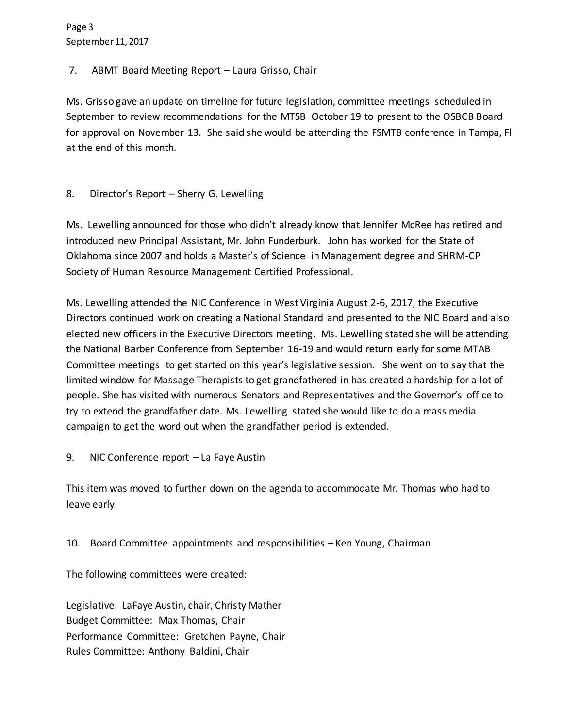7. ABMT Board Meeting Report – Laura Grisso, Chair

Ms. Grisso gave an update on timeline for future legislation, committee meetings scheduled in September to review recommendations for the MTSB October 19 to present to the OSBCB Board for approval on November 13. She said she would be attending the FSMTB conference in Tampa, Fl at the end of this month.

8. Director's Report – Sherry G. Lewelling

Ms. Lewelling announced for those who didn't already know that Jennifer McRee has retired and introduced new Principal Assistant, Mr. John Funderburk. John has worked for the State of Oklahoma since 2007 and holds a Master's of Science in Management degree and SHRM-CP Society of Human Resource Management Certified Professional.

Ms. Lewelling attended the NIC Conference in West Virginia August 2-6, 2017, the Executive Directors continued work on creating a National Standard and presented to the NIC Board and also elected new officers in the Executive Directors meeting. Ms. Lewelling stated she will be attending the National Barber Conference from September 16-19 and would return early for some MTAB Committee meetings to get started on this year's legislative session. She went on to say that the limited window for Massage Therapists to get grandfathered in has created a hardship for a lot of people. She has visited with numerous Senators and Representatives and the Governor's office to try to extend the grandfather date. Ms. Lewelling stated she would like to do a mass media campaign to get the word out when the grandfather period is extended.

9. NIC Conference report – La Faye Austin

This item was moved to further down on the agenda to accommodate Mr. Thomas who had to leave early.

10. Board Committee appointments and responsibilities – Ken Young, Chairman

The following committees were created:

Legislative: LaFaye Austin, chair, Christy Mather
Budget Committee: Max Thomas, Chair
Performance Committee: Gretchen Payne, Chair
Rules Committee: Anthony Baldini, Chair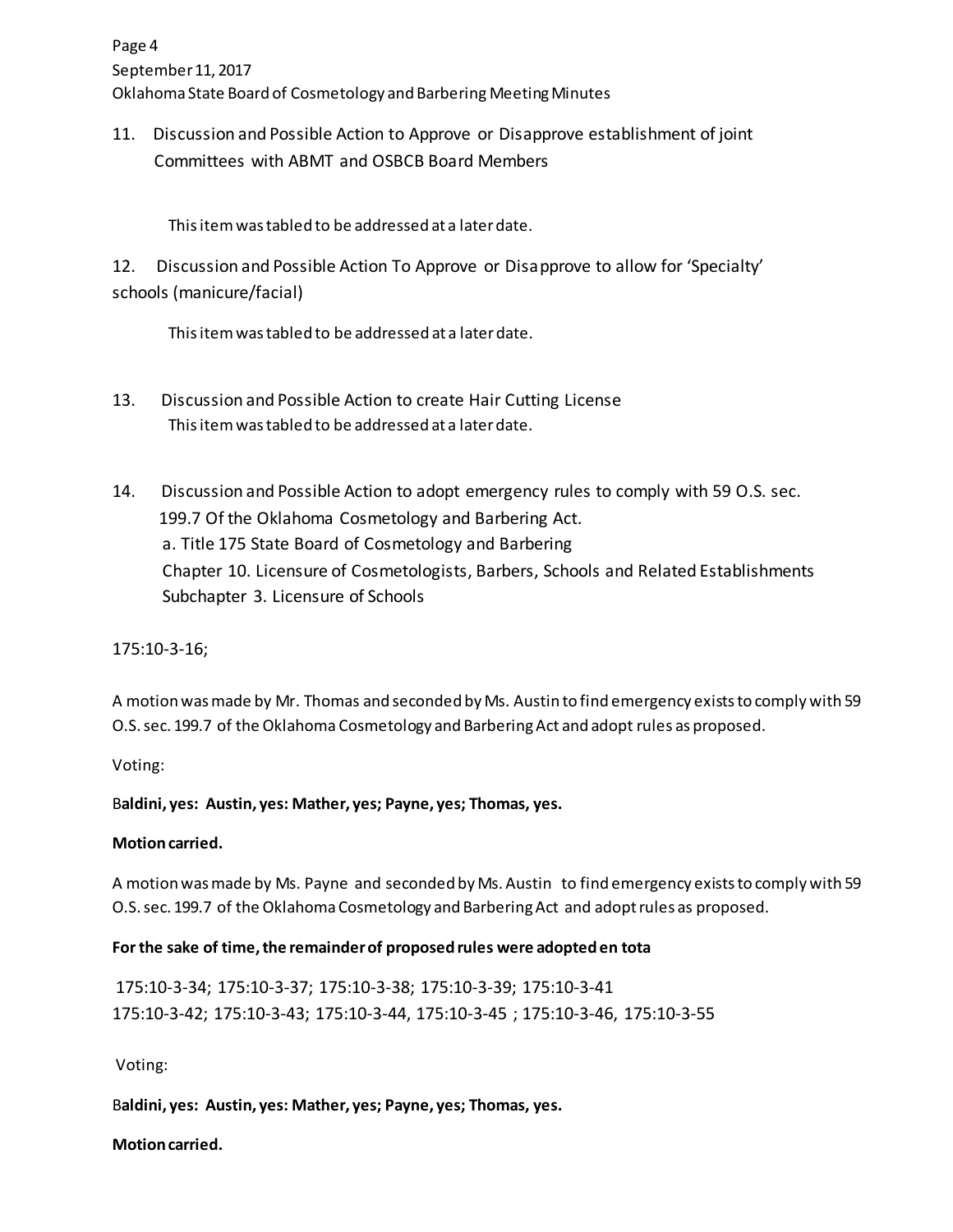11. Discussion and Possible Action to Approve or Disapprove establishment of joint Committees with ABMT and OSBCB Board Members

This item was tabled to be addressed at a later date.

12. Discussion and Possible Action To Approve or Disapprove to allow for 'Specialty' schools (manicure/facial)

This item was tabled to be addressed at a later date.

13. Discussion and Possible Action to create Hair Cutting License

This item was tabled to be addressed at a later date.

14. Discussion and Possible Action to adopt emergency rules to comply with 59 O.S. sec. 199.7 Of the Oklahoma Cosmetology and Barbering Act.
    a. Title 175 State Board of Cosmetology and Barbering
    Chapter 10. Licensure of Cosmetologists, Barbers, Schools and Related Establishments
    Subchapter 3. Licensure of Schools

175:10-3-16;

A motion was made by Mr. Thomas and seconded by Ms. Austin to find emergency exists to comply with 59 O.S. sec. 199.7 of the Oklahoma Cosmetology and Barbering Act and adopt rules as proposed.

Voting:

**Baldini, yes: Austin, yes: Mather, yes; Payne, yes; Thomas, yes.**

**Motion carried.**

A motion was made by Ms. Payne and seconded by Ms. Austin to find emergency exists to comply with 59 O.S. sec. 199.7 of the Oklahoma Cosmetology and Barbering Act and adopt rules as proposed.

**For the sake of time, the remainder of proposed rules were adopted en tota**

175:10-3-34; 175:10-3-37; 175:10-3-38; 175:10-3-39; 175:10-3-41
175:10-3-42; 175:10-3-43; 175:10-3-44, 175:10-3-45 ; 175:10-3-46, 175:10-3-55

Voting:

**Baldini, yes: Austin, yes: Mather, yes; Payne, yes; Thomas, yes.**

**Motion carried.**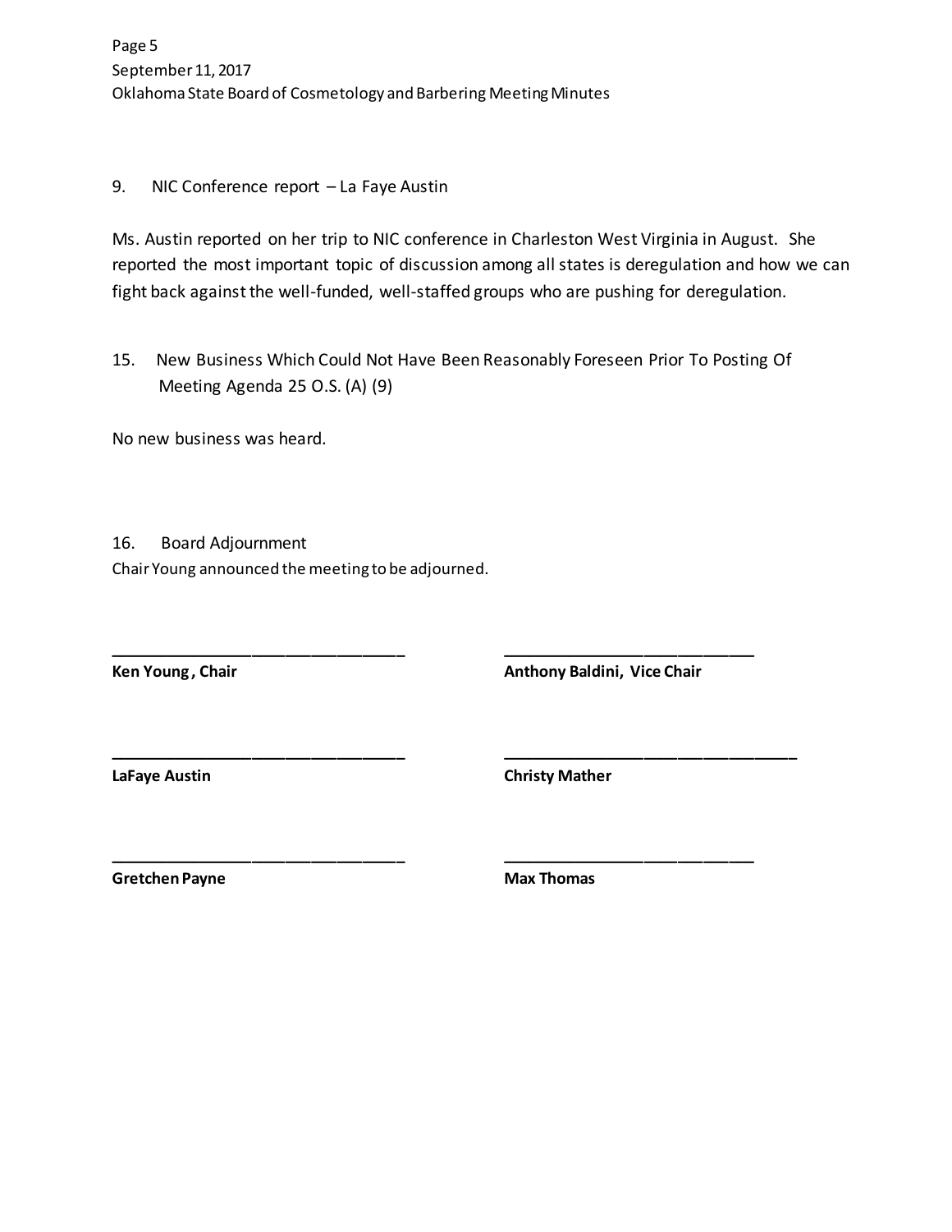9. NIC Conference report – La Faye Austin

Ms. Austin reported on her trip to NIC conference in Charleston West Virginia in August. She reported the most important topic of discussion among all states is deregulation and how we can fight back against the well-funded, well-staffed groups who are pushing for deregulation.

15. New Business Which Could Not Have Been Reasonably Foreseen Prior To Posting Of Meeting Agenda 25 O.S. (A) (9)

No new business was heard.

16. Board Adjournment

Chair Young announced the meeting to be adjourned.

| | |
|---|---|
| ______________________________ | ______________________________ |
| **Ken Young , Chair** | **Anthony Baldini, Vice Chair** |
| ______________________________ | ______________________________ |
| **LaFaye Austin** | **Christy Mather** |
| ______________________________ | ______________________________ |
| **Gretchen Payne** | **Max Thomas** |